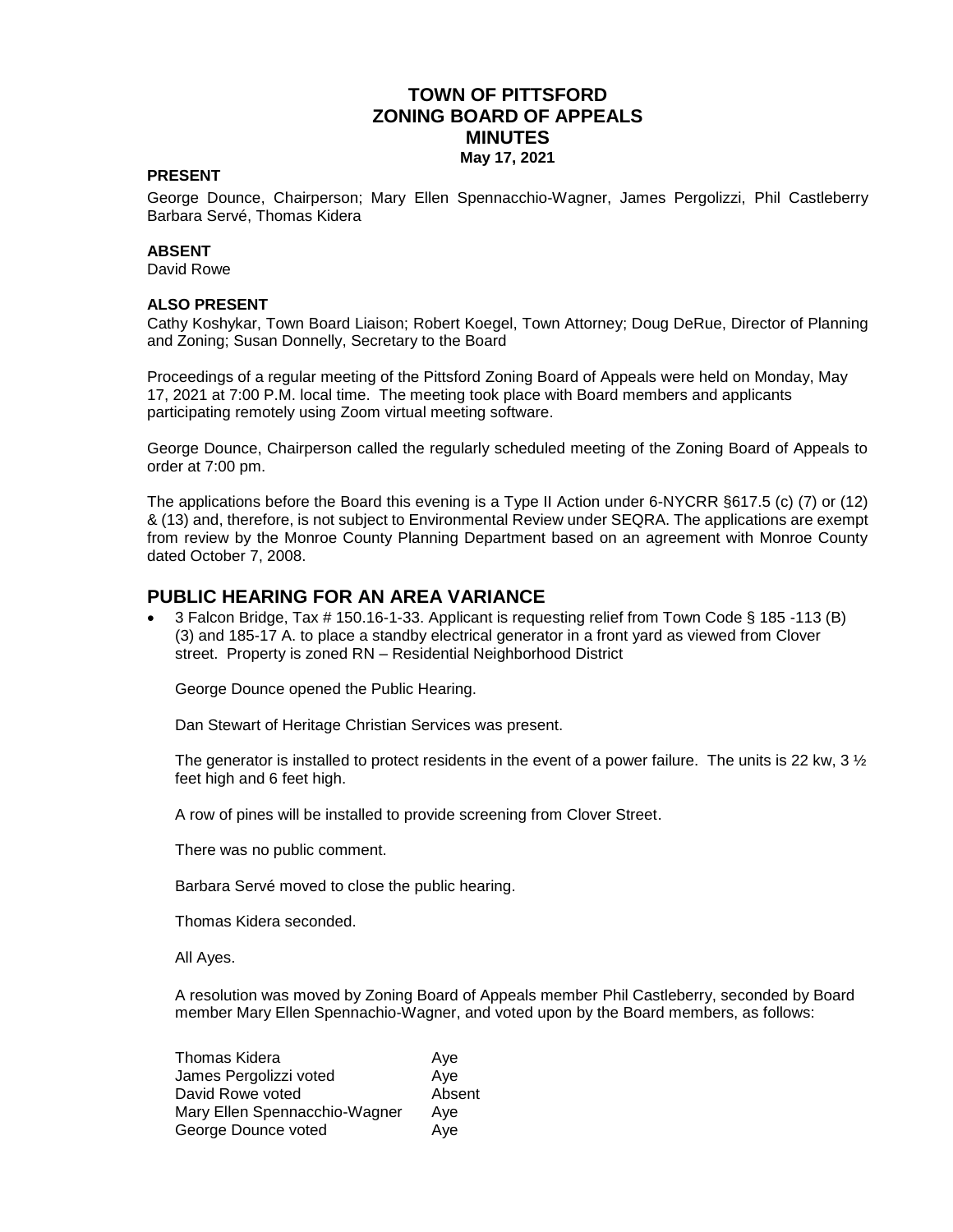# TOWN OF PITTSFORD
# ZONING BOARD OF APPEALS
# MINUTES
**May 17, 2021**

**PRESENT**

George Dounce, Chairperson; Mary Ellen Spennacchio-Wagner, James Pergolizzi, Phil Castleberry Barbara Servé, Thomas Kidera

**ABSENT**

David Rowe

**ALSO PRESENT**

Cathy Koshykar, Town Board Liaison; Robert Koegel, Town Attorney; Doug DeRue, Director of Planning and Zoning; Susan Donnelly, Secretary to the Board

Proceedings of a regular meeting of the Pittsford Zoning Board of Appeals were held on Monday, May 17, 2021 at 7:00 P.M. local time. The meeting took place with Board members and applicants participating remotely using Zoom virtual meeting software.

George Dounce, Chairperson called the regularly scheduled meeting of the Zoning Board of Appeals to order at 7:00 pm.

The applications before the Board this evening is a Type II Action under 6-NYCRR §617.5 (c) (7) or (12) & (13) and, therefore, is not subject to Environmental Review under SEQRA. The applications are exempt from review by the Monroe County Planning Department based on an agreement with Monroe County dated October 7, 2008.

## PUBLIC HEARING FOR AN AREA VARIANCE

- 3 Falcon Bridge, Tax # 150.16-1-33. Applicant is requesting relief from Town Code § 185 -113 (B) (3) and 185-17 A. to place a standby electrical generator in a front yard as viewed from Clover street. Property is zoned RN – Residential Neighborhood District

  George Dounce opened the Public Hearing.

  Dan Stewart of Heritage Christian Services was present.

  The generator is installed to protect residents in the event of a power failure. The units is 22 kw, 3 ½ feet high and 6 feet high.

  A row of pines will be installed to provide screening from Clover Street.

  There was no public comment.

  Barbara Servé moved to close the public hearing.

  Thomas Kidera seconded.

  All Ayes.

  A resolution was moved by Zoning Board of Appeals member Phil Castleberry, seconded by Board member Mary Ellen Spennachio-Wagner, and voted upon by the Board members, as follows:

  | | |
  |---|---|
  | Thomas Kidera | Aye |
  | James Pergolizzi voted | Aye |
  | David Rowe voted | Absent |
  | Mary Ellen Spennacchio-Wagner | Aye |
  | George Dounce voted | Aye |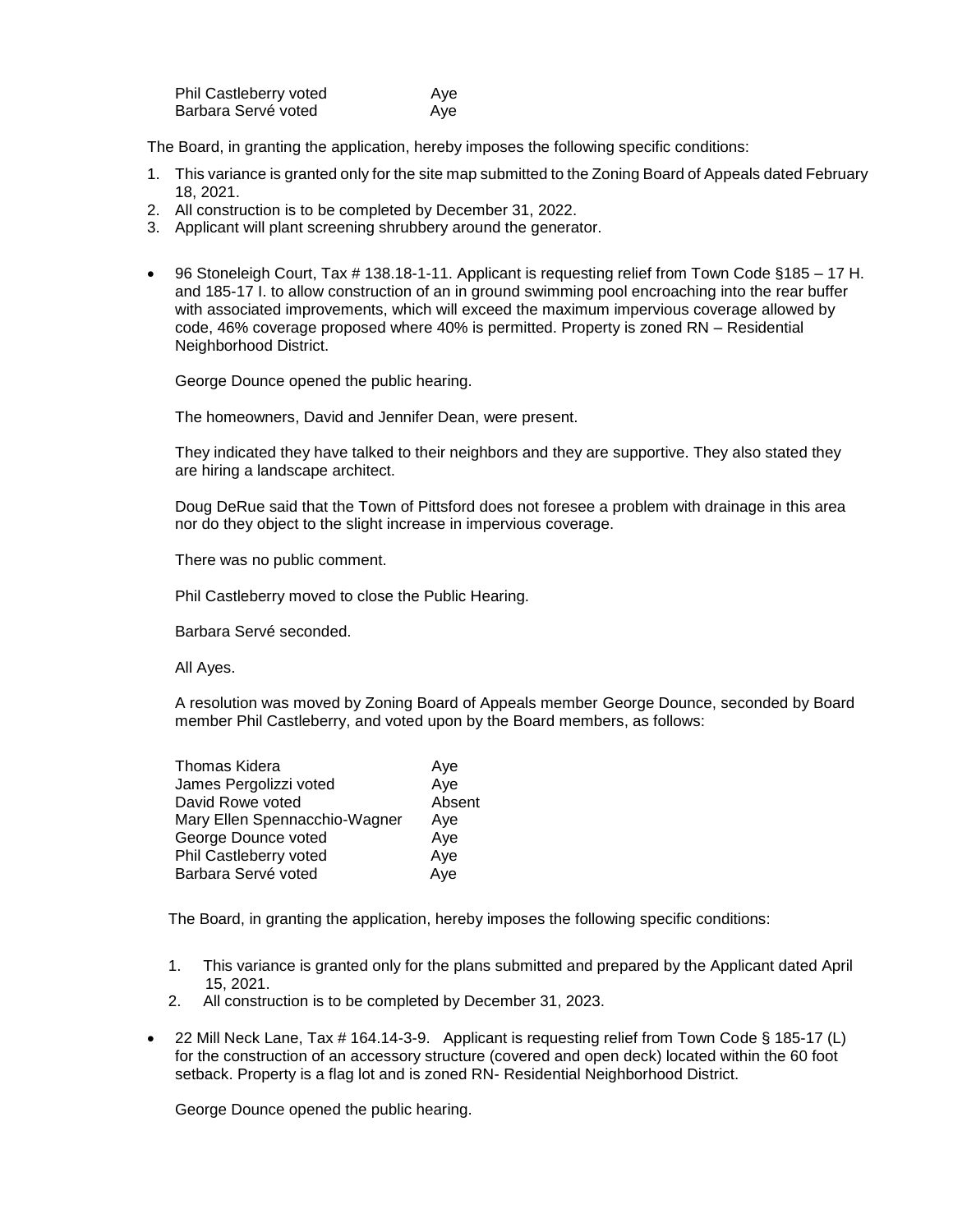| | |
|---|---|
| Phil Castleberry voted | Aye |
| Barbara Servé voted | Aye |

The Board, in granting the application, hereby imposes the following specific conditions:

1. This variance is granted only for the site map submitted to the Zoning Board of Appeals dated February 18, 2021.
2. All construction is to be completed by December 31, 2022.
3. Applicant will plant screening shrubbery around the generator.

- 96 Stoneleigh Court, Tax # 138.18-1-11. Applicant is requesting relief from Town Code §185 – 17 H. and 185-17 I. to allow construction of an in ground swimming pool encroaching into the rear buffer with associated improvements, which will exceed the maximum impervious coverage allowed by code, 46% coverage proposed where 40% is permitted. Property is zoned RN – Residential Neighborhood District.

  George Dounce opened the public hearing.

  The homeowners, David and Jennifer Dean, were present.

  They indicated they have talked to their neighbors and they are supportive. They also stated they are hiring a landscape architect.

  Doug DeRue said that the Town of Pittsford does not foresee a problem with drainage in this area nor do they object to the slight increase in impervious coverage.

  There was no public comment.

  Phil Castleberry moved to close the Public Hearing.

  Barbara Servé seconded.

  All Ayes.

  A resolution was moved by Zoning Board of Appeals member George Dounce, seconded by Board member Phil Castleberry, and voted upon by the Board members, as follows:

| | |
|---|---|
| Thomas Kidera | Aye |
| James Pergolizzi voted | Aye |
| David Rowe voted | Absent |
| Mary Ellen Spennacchio-Wagner | Aye |
| George Dounce voted | Aye |
| Phil Castleberry voted | Aye |
| Barbara Servé voted | Aye |

The Board, in granting the application, hereby imposes the following specific conditions:

1. This variance is granted only for the plans submitted and prepared by the Applicant dated April 15, 2021.
2. All construction is to be completed by December 31, 2023.

- 22 Mill Neck Lane, Tax # 164.14-3-9. Applicant is requesting relief from Town Code § 185-17 (L) for the construction of an accessory structure (covered and open deck) located within the 60 foot setback. Property is a flag lot and is zoned RN- Residential Neighborhood District.

  George Dounce opened the public hearing.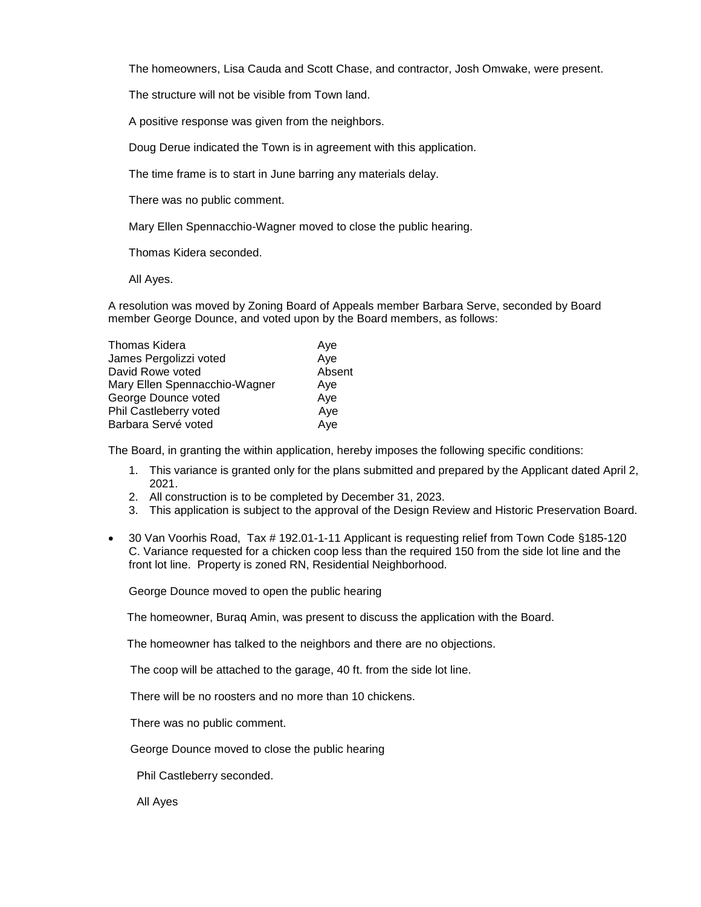The homeowners, Lisa Cauda and Scott Chase, and contractor, Josh Omwake, were present.

The structure will not be visible from Town land.

A positive response was given from the neighbors.

Doug Derue indicated the Town is in agreement with this application.

The time frame is to start in June barring any materials delay.

There was no public comment.

Mary Ellen Spennacchio-Wagner moved to close the public hearing.

Thomas Kidera seconded.

All Ayes.

A resolution was moved by Zoning Board of Appeals member Barbara Serve, seconded by Board member George Dounce, and voted upon by the Board members, as follows:

| | |
|---|---|
| Thomas Kidera | Aye |
| James Pergolizzi voted | Aye |
| David Rowe voted | Absent |
| Mary Ellen Spennacchio-Wagner | Aye |
| George Dounce voted | Aye |
| Phil Castleberry voted | Aye |
| Barbara Servé voted | Aye |

The Board, in granting the within application, hereby imposes the following specific conditions:

1. This variance is granted only for the plans submitted and prepared by the Applicant dated April 2, 2021.
2. All construction is to be completed by December 31, 2023.
3. This application is subject to the approval of the Design Review and Historic Preservation Board.

- 30 Van Voorhis Road, Tax # 192.01-1-11 Applicant is requesting relief from Town Code §185-120 C. Variance requested for a chicken coop less than the required 150 from the side lot line and the front lot line. Property is zoned RN, Residential Neighborhood.

George Dounce moved to open the public hearing

The homeowner, Buraq Amin, was present to discuss the application with the Board.

The homeowner has talked to the neighbors and there are no objections.

The coop will be attached to the garage, 40 ft. from the side lot line.

There will be no roosters and no more than 10 chickens.

There was no public comment.

George Dounce moved to close the public hearing

Phil Castleberry seconded.

All Ayes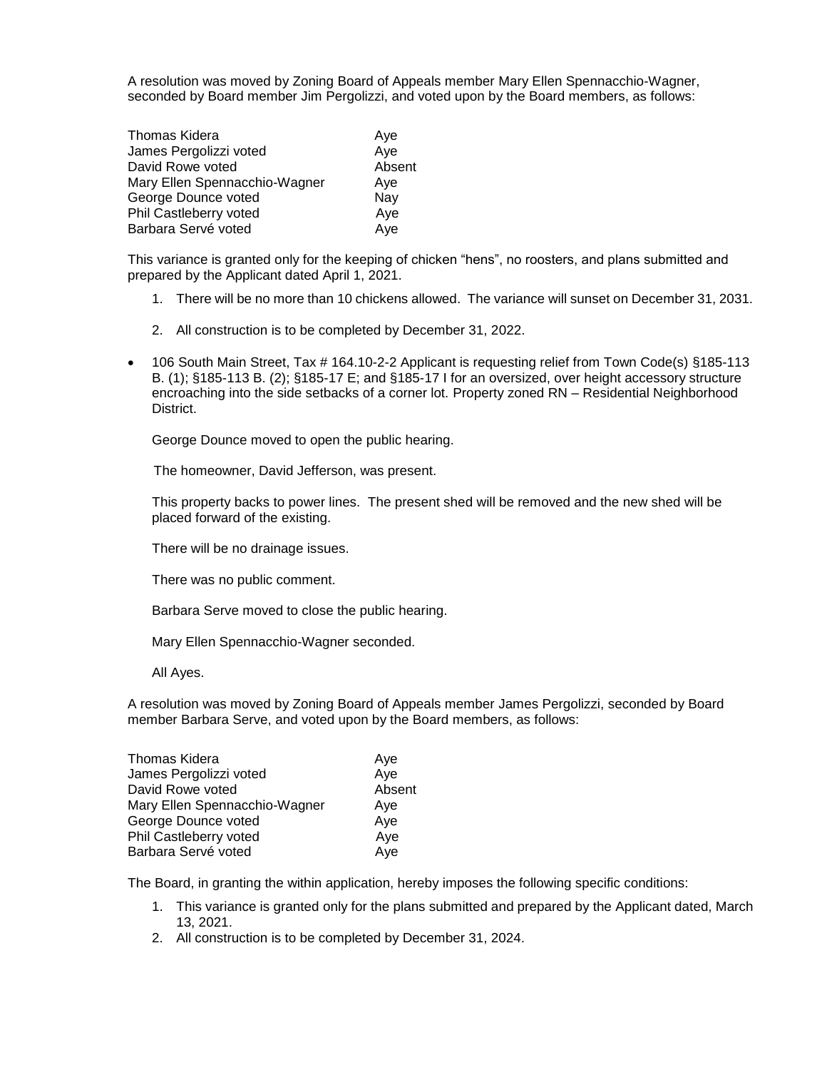A resolution was moved by Zoning Board of Appeals member Mary Ellen Spennacchio-Wagner, seconded by Board member Jim Pergolizzi, and voted upon by the Board members, as follows:

| | |
|---|---|
| Thomas Kidera | Aye |
| James Pergolizzi voted | Aye |
| David Rowe voted | Absent |
| Mary Ellen Spennacchio-Wagner | Aye |
| George Dounce voted | Nay |
| Phil Castleberry voted | Aye |
| Barbara Servé voted | Aye |

This variance is granted only for the keeping of chicken "hens", no roosters, and plans submitted and prepared by the Applicant dated April 1, 2021.

1. There will be no more than 10 chickens allowed. The variance will sunset on December 31, 2031.

2. All construction is to be completed by December 31, 2022.

- 106 South Main Street, Tax # 164.10-2-2 Applicant is requesting relief from Town Code(s) §185-113 B. (1); §185-113 B. (2); §185-17 E; and §185-17 I for an oversized, over height accessory structure encroaching into the side setbacks of a corner lot. Property zoned RN – Residential Neighborhood District.

  George Dounce moved to open the public hearing.

  The homeowner, David Jefferson, was present.

  This property backs to power lines. The present shed will be removed and the new shed will be placed forward of the existing.

  There will be no drainage issues.

  There was no public comment.

  Barbara Serve moved to close the public hearing.

  Mary Ellen Spennacchio-Wagner seconded.

  All Ayes.

A resolution was moved by Zoning Board of Appeals member James Pergolizzi, seconded by Board member Barbara Serve, and voted upon by the Board members, as follows:

| | |
|---|---|
| Thomas Kidera | Aye |
| James Pergolizzi voted | Aye |
| David Rowe voted | Absent |
| Mary Ellen Spennacchio-Wagner | Aye |
| George Dounce voted | Aye |
| Phil Castleberry voted | Aye |
| Barbara Servé voted | Aye |

The Board, in granting the within application, hereby imposes the following specific conditions:

1. This variance is granted only for the plans submitted and prepared by the Applicant dated, March 13, 2021.
2. All construction is to be completed by December 31, 2024.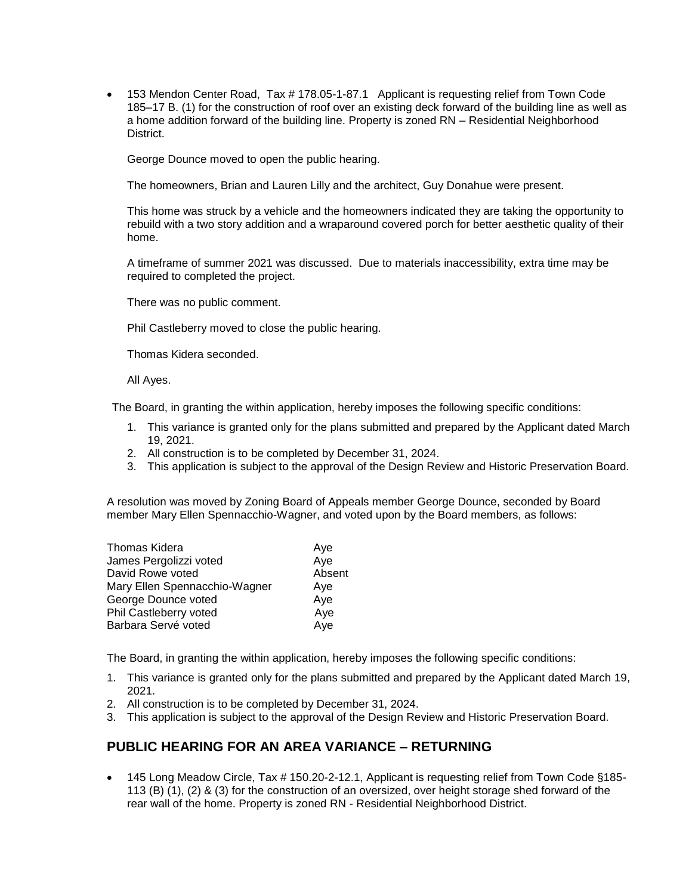- 153 Mendon Center Road, Tax # 178.05-1-87.1 Applicant is requesting relief from Town Code 185–17 B. (1) for the construction of roof over an existing deck forward of the building line as well as a home addition forward of the building line. Property is zoned RN – Residential Neighborhood District.

  George Dounce moved to open the public hearing.

  The homeowners, Brian and Lauren Lilly and the architect, Guy Donahue were present.

  This home was struck by a vehicle and the homeowners indicated they are taking the opportunity to rebuild with a two story addition and a wraparound covered porch for better aesthetic quality of their home.

  A timeframe of summer 2021 was discussed. Due to materials inaccessibility, extra time may be required to completed the project.

  There was no public comment.

  Phil Castleberry moved to close the public hearing.

  Thomas Kidera seconded.

  All Ayes.

The Board, in granting the within application, hereby imposes the following specific conditions:

1. This variance is granted only for the plans submitted and prepared by the Applicant dated March 19, 2021.
2. All construction is to be completed by December 31, 2024.
3. This application is subject to the approval of the Design Review and Historic Preservation Board.

A resolution was moved by Zoning Board of Appeals member George Dounce, seconded by Board member Mary Ellen Spennacchio-Wagner, and voted upon by the Board members, as follows:

| | |
|---|---|
| Thomas Kidera | Aye |
| James Pergolizzi voted | Aye |
| David Rowe voted | Absent |
| Mary Ellen Spennacchio-Wagner | Aye |
| George Dounce voted | Aye |
| Phil Castleberry voted | Aye |
| Barbara Servé voted | Aye |

The Board, in granting the within application, hereby imposes the following specific conditions:

1. This variance is granted only for the plans submitted and prepared by the Applicant dated March 19, 2021.
2. All construction is to be completed by December 31, 2024.
3. This application is subject to the approval of the Design Review and Historic Preservation Board.

## PUBLIC HEARING FOR AN AREA VARIANCE – RETURNING

- 145 Long Meadow Circle, Tax # 150.20-2-12.1, Applicant is requesting relief from Town Code §185-113 (B) (1), (2) & (3) for the construction of an oversized, over height storage shed forward of the rear wall of the home. Property is zoned RN - Residential Neighborhood District.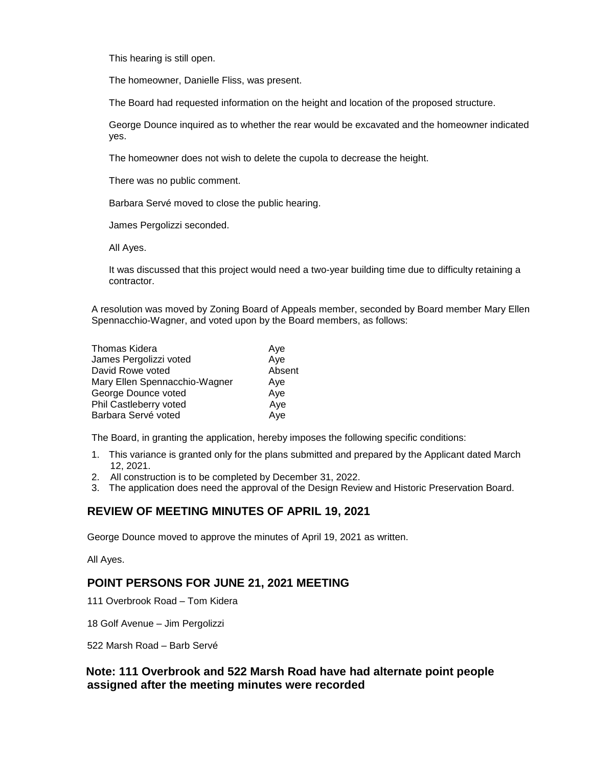This hearing is still open.

The homeowner, Danielle Fliss, was present.

The Board had requested information on the height and location of the proposed structure.

George Dounce inquired as to whether the rear would be excavated and the homeowner indicated yes.

The homeowner does not wish to delete the cupola to decrease the height.

There was no public comment.

Barbara Servé moved to close the public hearing.

James Pergolizzi seconded.

All Ayes.

It was discussed that this project would need a two-year building time due to difficulty retaining a contractor.

A resolution was moved by Zoning Board of Appeals member, seconded by Board member Mary Ellen Spennacchio-Wagner, and voted upon by the Board members, as follows:

| | |
|---|---|
| Thomas Kidera | Aye |
| James Pergolizzi voted | Aye |
| David Rowe voted | Absent |
| Mary Ellen Spennacchio-Wagner | Aye |
| George Dounce voted | Aye |
| Phil Castleberry voted | Aye |
| Barbara Servé voted | Aye |

The Board, in granting the application, hereby imposes the following specific conditions:

1. This variance is granted only for the plans submitted and prepared by the Applicant dated March 12, 2021.
2. All construction is to be completed by December 31, 2022.
3. The application does need the approval of the Design Review and Historic Preservation Board.

## REVIEW OF MEETING MINUTES OF APRIL 19, 2021

George Dounce moved to approve the minutes of April 19, 2021 as written.

All Ayes.

## POINT PERSONS FOR JUNE 21, 2021 MEETING

111 Overbrook Road – Tom Kidera

18 Golf Avenue – Jim Pergolizzi

522 Marsh Road – Barb Servé

**Note: 111 Overbrook and 522 Marsh Road have had alternate point people assigned after the meeting minutes were recorded**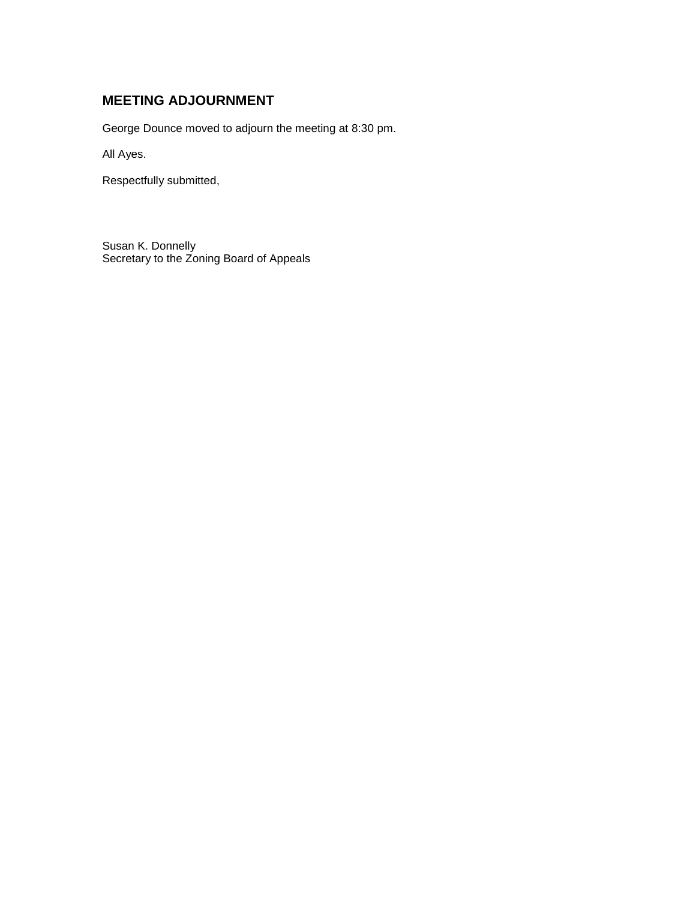## MEETING ADJOURNMENT

George Dounce moved to adjourn the meeting at 8:30 pm.

All Ayes.

Respectfully submitted,

Susan K. Donnelly
Secretary to the Zoning Board of Appeals